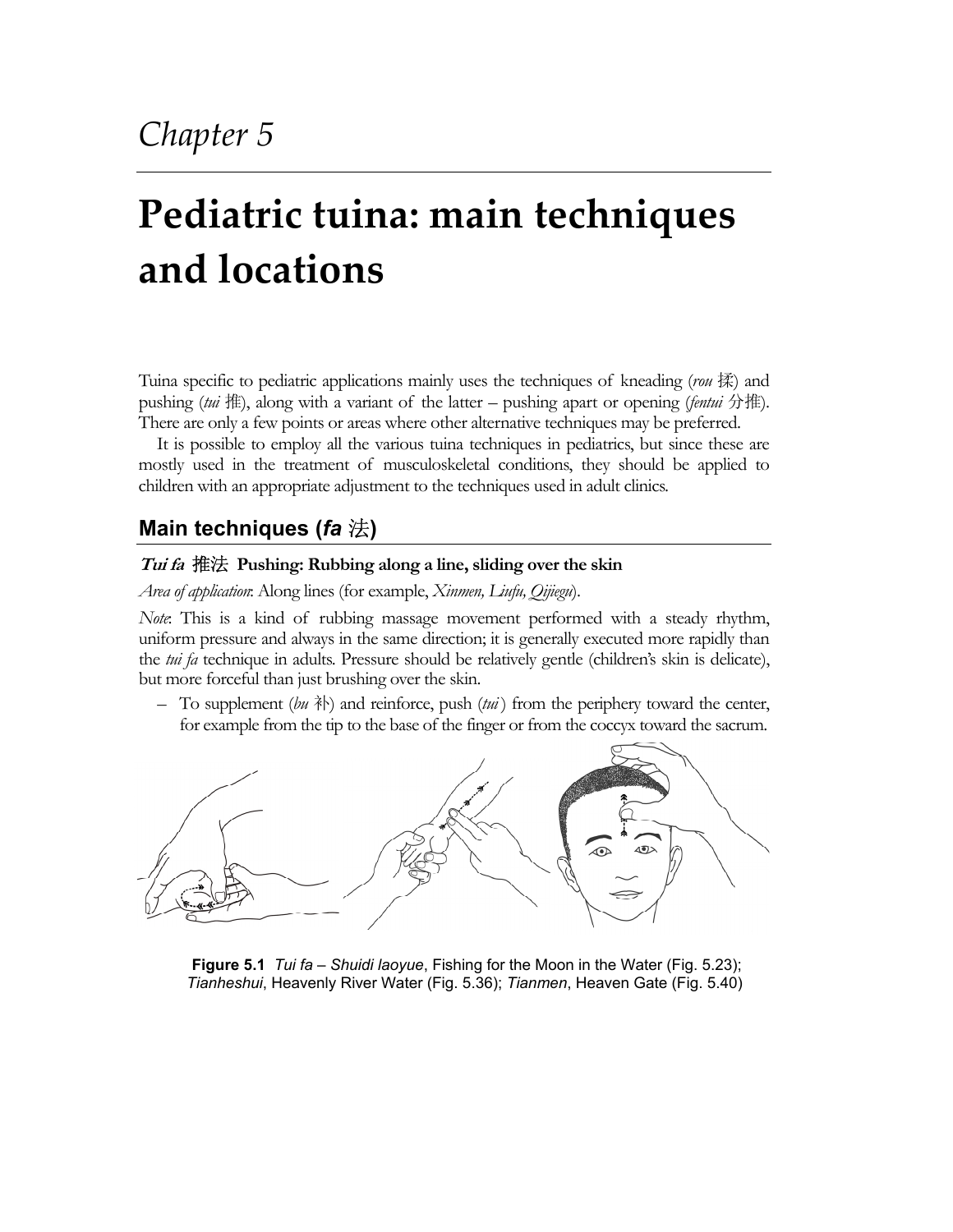# Chapter 5

# Pediatric tuina: main techniques and locations

Tuina specific to pediatric applications mainly uses the techniques of kneading (*rou* 揉) and pushing (*tui* 推), along with a variant of the latter – pushing apart or opening (*fentui* 分推). There are only a few points or areas where other alternative techniques may be preferred.

It is possible to employ all the various tuina techniques in pediatrics, but since these are mostly used in the treatment of musculoskeletal conditions, they should be applied to children with an appropriate adjustment to the techniques used in adult clinics.

## Main techniques (*fa* 法)

### *Tui fa* 推法 Pushing: Rubbing along a line, sliding over the skin

*Area of application*: Along lines (for example, *Xinmen, Liufu, Qijiegu*).

*Note*: This is a kind of rubbing massage movement performed with a steady rhythm, uniform pressure and always in the same direction; it is generally executed more rapidly than the *tui fa* technique in adults. Pressure should be relatively gentle (children's skin is delicate), but more forceful than just brushing over the skin.

– To supplement (*bu* 补) and reinforce, push (*tui*) from the periphery toward the center, for example from the tip to the base of the finger or from the coccyx toward the sacrum.

**Figure 5.1** *Tui fa* – *Shuidi laoyue*, Fishing for the Moon in the Water (Fig. 5.23); *Tianheshui*, Heavenly River Water (Fig. 5.36); *Tianmen*, Heaven Gate (Fig. 5.40)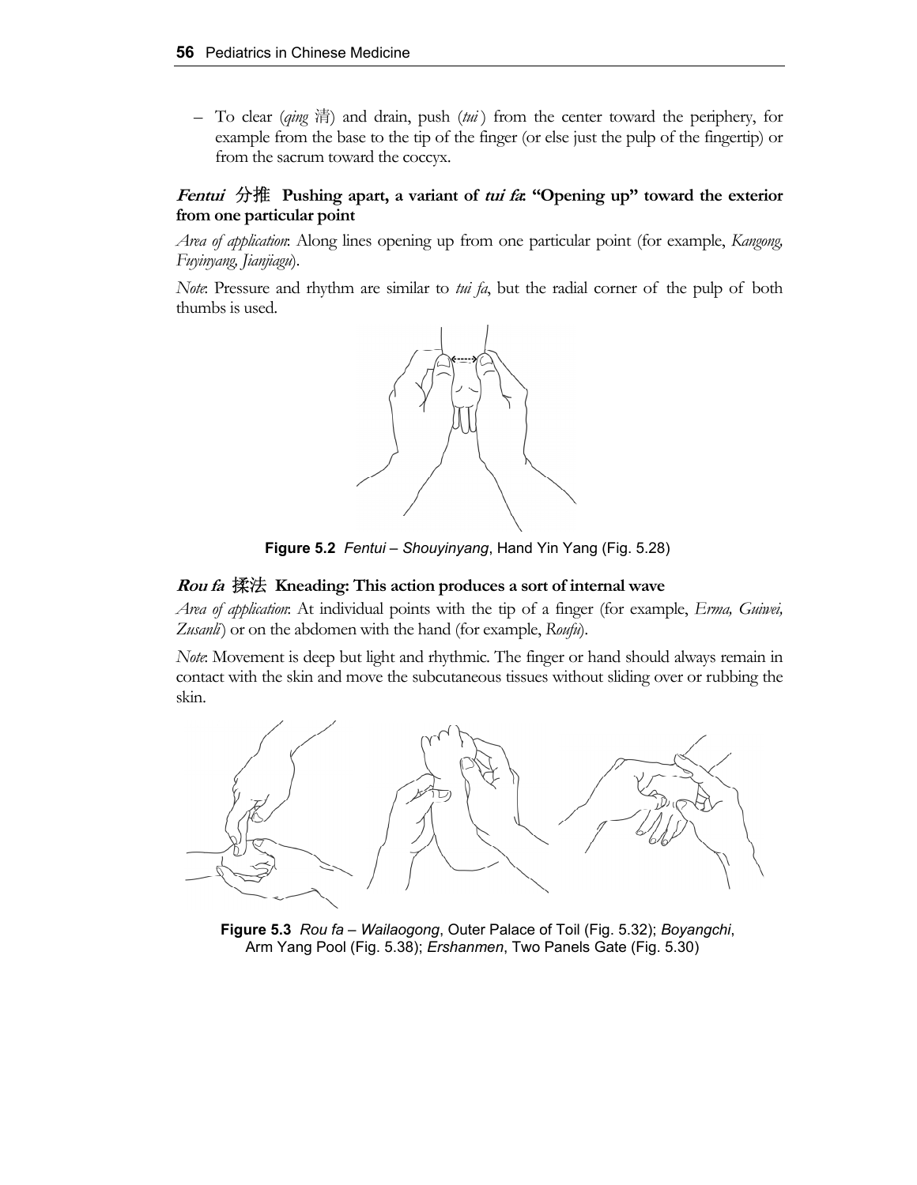– To clear (*qing* 清) and drain, push (*tui*) from the center toward the periphery, for example from the base to the tip of the finger (or else just the pulp of the fingertip) or from the sacrum toward the coccyx.

### ***Fentui*** **分推 Pushing apart, a variant of *tui fa*: "Opening up" toward the exterior from one particular point**

*Area of application*: Along lines opening up from one particular point (for example, *Kangong, Fuyinyang, Jianjiagu*).

*Note*: Pressure and rhythm are similar to *tui fa*, but the radial corner of the pulp of both thumbs is used.

**Figure 5.2** *Fentui* – *Shouyinyang*, Hand Yin Yang (Fig. 5.28)

### ***Rou fa*** **揉法 Kneading: This action produces a sort of internal wave**

*Area of application*: At individual points with the tip of a finger (for example, *Erma, Guiwei, Zusanli*) or on the abdomen with the hand (for example, *Roufu*).

*Note*: Movement is deep but light and rhythmic. The finger or hand should always remain in contact with the skin and move the subcutaneous tissues without sliding over or rubbing the skin.

**Figure 5.3** *Rou fa* – *Wailaogong*, Outer Palace of Toil (Fig. 5.32); *Boyangchi*, Arm Yang Pool (Fig. 5.38); *Ershanmen*, Two Panels Gate (Fig. 5.30)